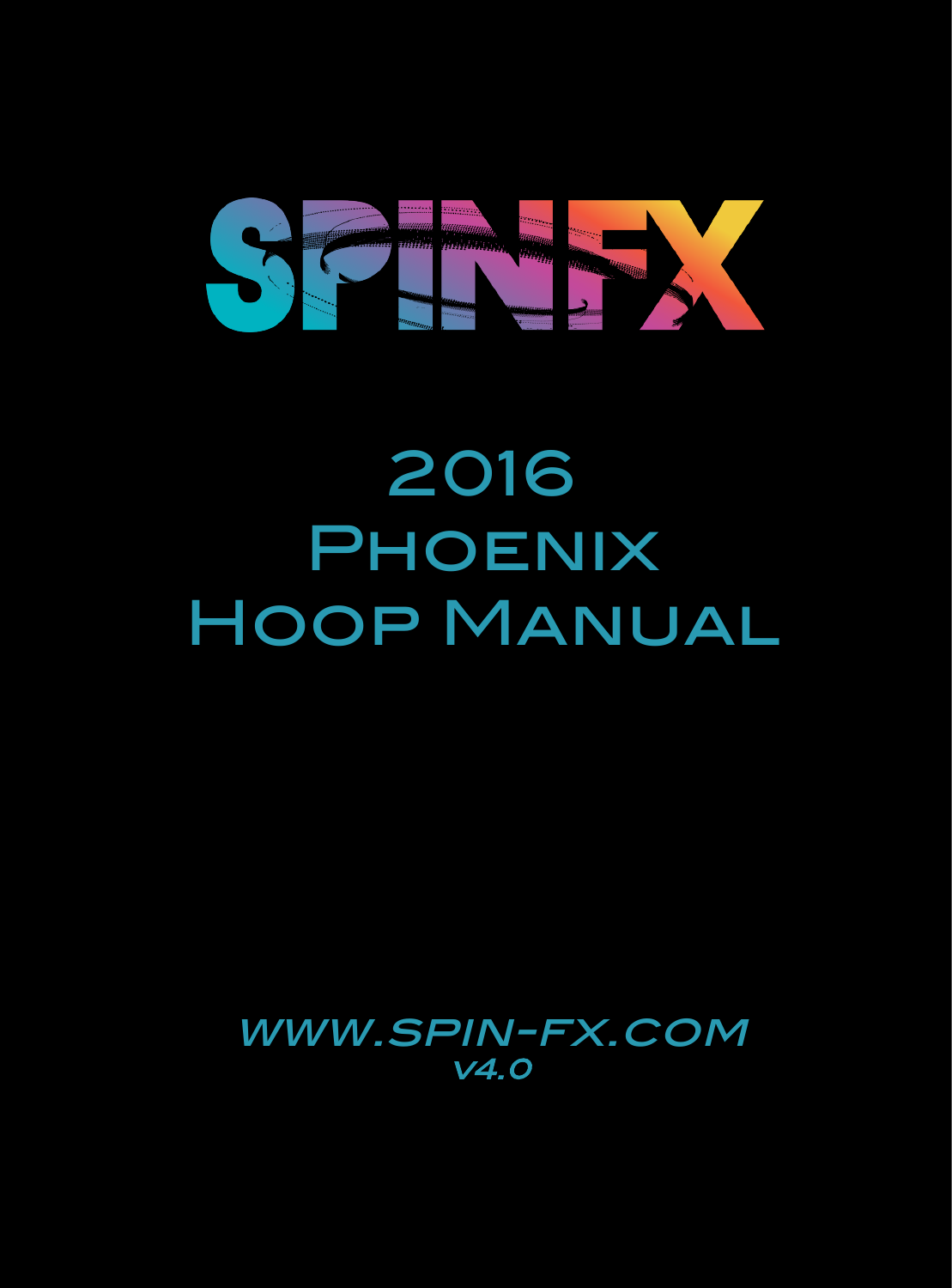# SPINFX

# 2016 Phoenix Hoop Manual

*www.spin-fx.com*

*v4.0*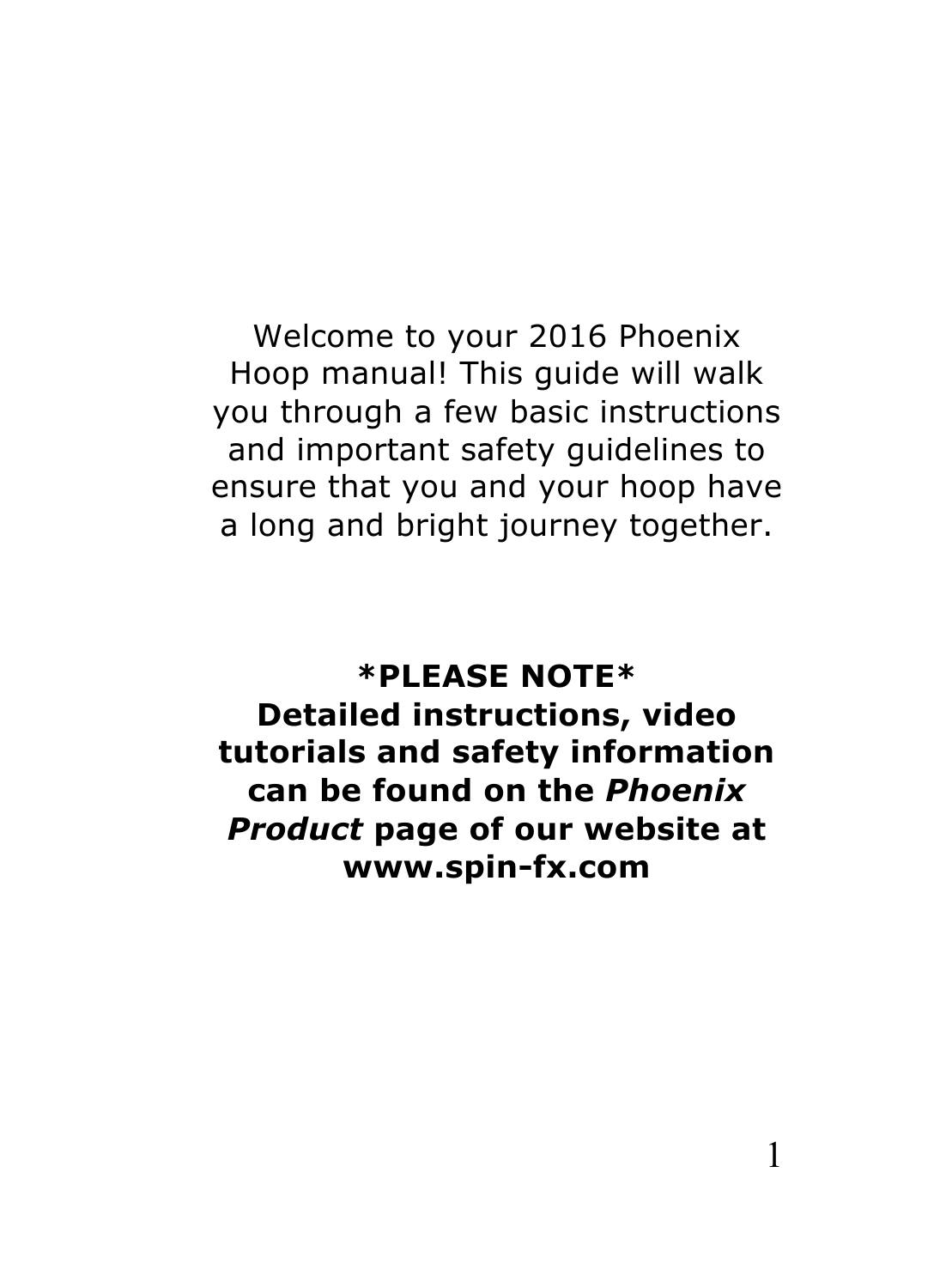Welcome to your 2016 Phoenix Hoop manual! This guide will walk you through a few basic instructions and important safety guidelines to ensure that you and your hoop have a long and bright journey together.

**\*PLEASE NOTE\***
**Detailed instructions, video tutorials and safety information can be found on the *Phoenix Product* page of our website at www.spin-fx.com**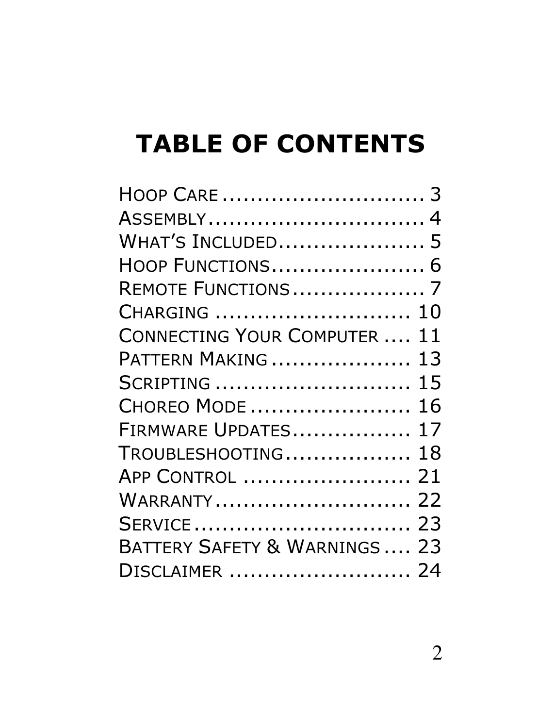# TABLE OF CONTENTS

HOOP CARE ............................ 3
ASSEMBLY.............................. 4
WHAT'S INCLUDED.................... 5
HOOP FUNCTIONS..................... 6
REMOTE FUNCTIONS.................. 7
CHARGING ........................... 10
CONNECTING YOUR COMPUTER .... 11
PATTERN MAKING ................... 13
SCRIPTING ........................... 15
CHOREO MODE ...................... 16
FIRMWARE UPDATES................ 17
TROUBLESHOOTING................. 18
APP CONTROL ....................... 21
WARRANTY........................... 22
SERVICE .............................. 23
BATTERY SAFETY & WARNINGS .... 23
DISCLAIMER ......................... 24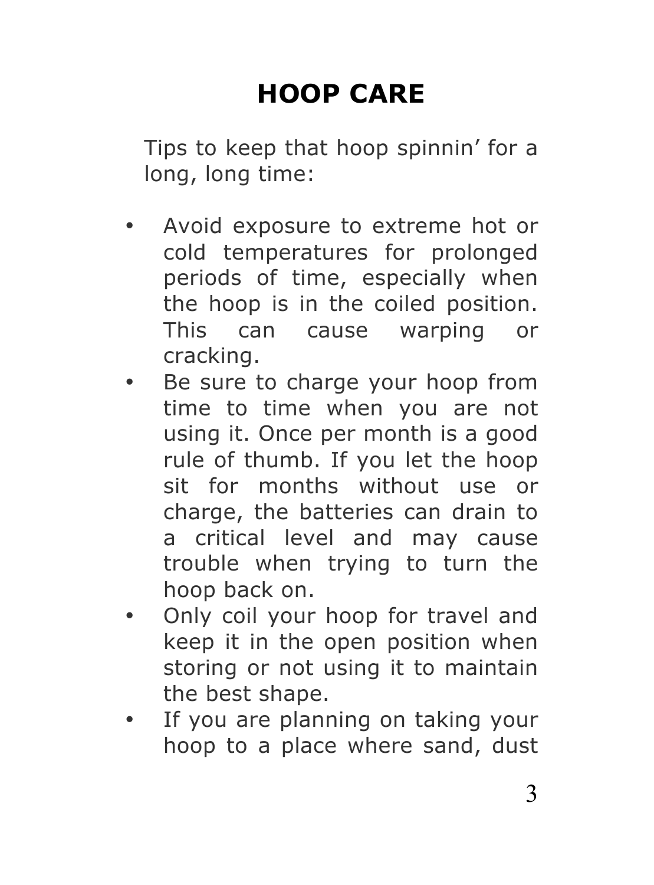# HOOP CARE

Tips to keep that hoop spinnin' for a long, long time:

- Avoid exposure to extreme hot or cold temperatures for prolonged periods of time, especially when the hoop is in the coiled position. This can cause warping or cracking.
- Be sure to charge your hoop from time to time when you are not using it. Once per month is a good rule of thumb. If you let the hoop sit for months without use or charge, the batteries can drain to a critical level and may cause trouble when trying to turn the hoop back on.
- Only coil your hoop for travel and keep it in the open position when storing or not using it to maintain the best shape.
- If you are planning on taking your hoop to a place where sand, dust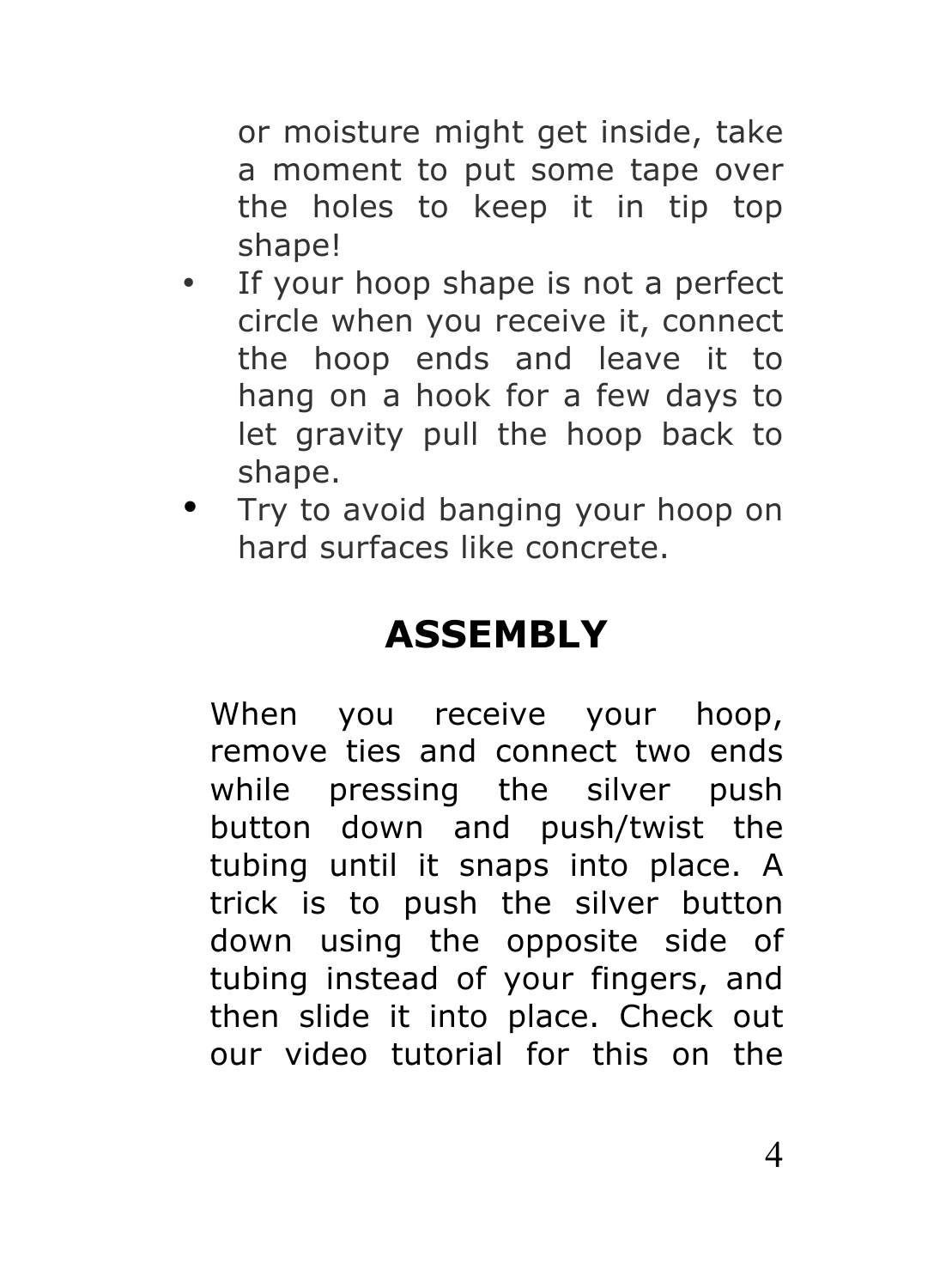or moisture might get inside, take a moment to put some tape over the holes to keep it in tip top shape!

- If your hoop shape is not a perfect circle when you receive it, connect the hoop ends and leave it to hang on a hook for a few days to let gravity pull the hoop back to shape.
- Try to avoid banging your hoop on hard surfaces like concrete.

# ASSEMBLY

When you receive your hoop, remove ties and connect two ends while pressing the silver push button down and push/twist the tubing until it snaps into place. A trick is to push the silver button down using the opposite side of tubing instead of your fingers, and then slide it into place. Check out our video tutorial for this on the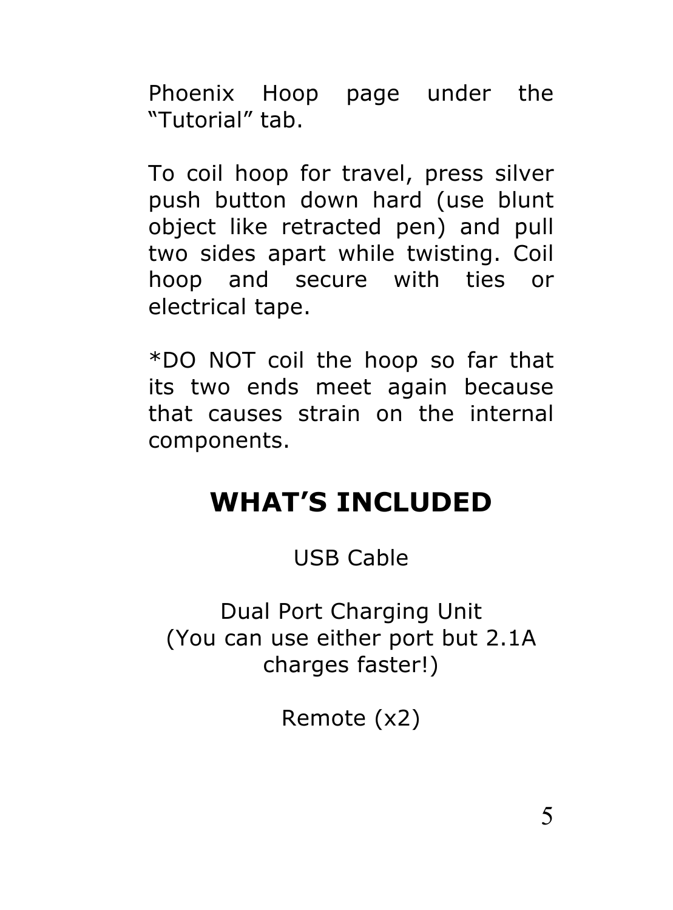Phoenix Hoop page under the "Tutorial" tab.

To coil hoop for travel, press silver push button down hard (use blunt object like retracted pen) and pull two sides apart while twisting. Coil hoop and secure with ties or electrical tape.

*DO NOT coil the hoop so far that its two ends meet again because that causes strain on the internal components.

## WHAT'S INCLUDED

USB Cable

Dual Port Charging Unit
(You can use either port but 2.1A charges faster!)

Remote (x2)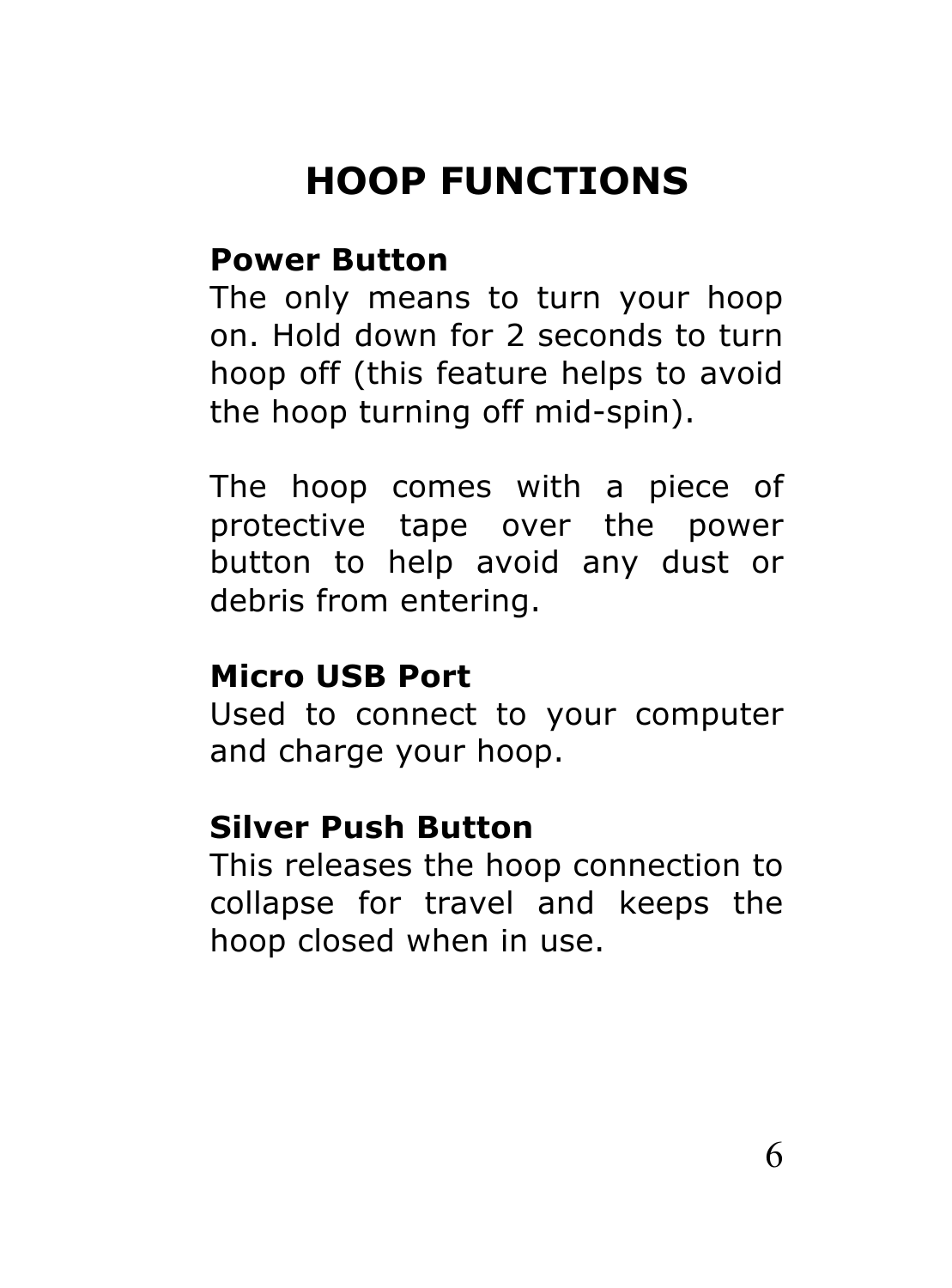# HOOP FUNCTIONS

**Power Button**
The only means to turn your hoop on. Hold down for 2 seconds to turn hoop off (this feature helps to avoid the hoop turning off mid-spin).

The hoop comes with a piece of protective tape over the power button to help avoid any dust or debris from entering.

**Micro USB Port**
Used to connect to your computer and charge your hoop.

**Silver Push Button**
This releases the hoop connection to collapse for travel and keeps the hoop closed when in use.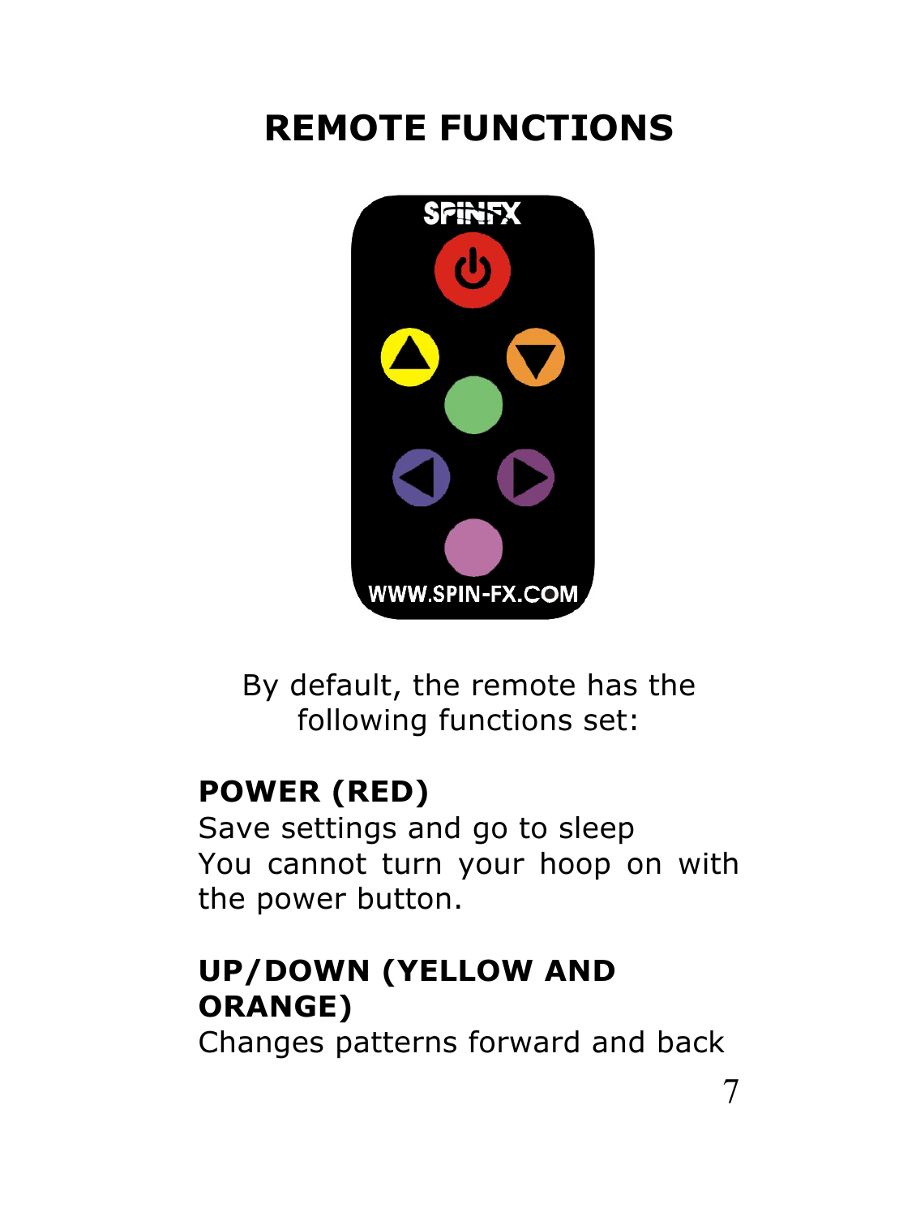# REMOTE FUNCTIONS

By default, the remote has the following functions set:

**POWER (RED)**
Save settings and go to sleep
You cannot turn your hoop on with the power button.

**UP/DOWN (YELLOW AND ORANGE)**
Changes patterns forward and back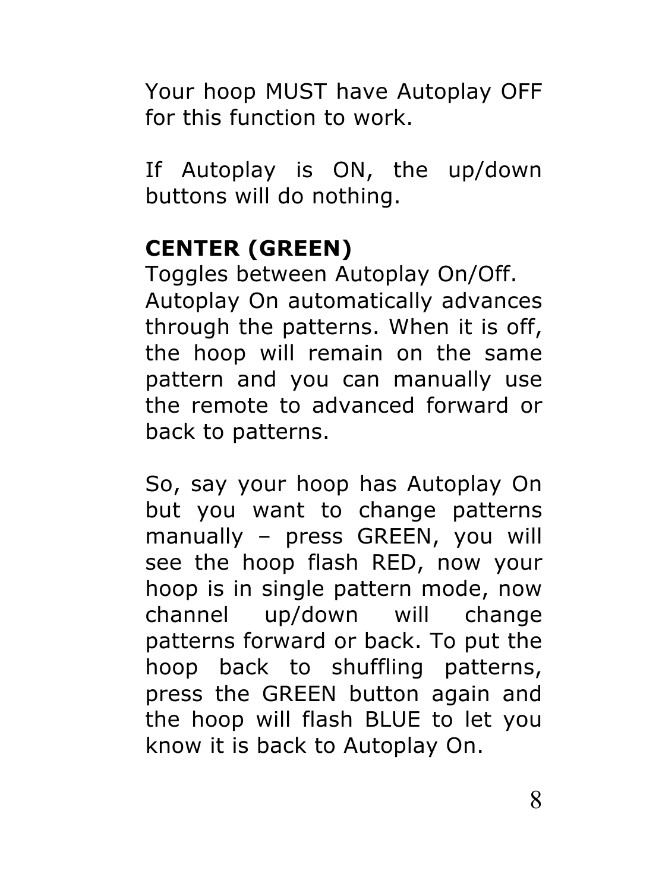Your hoop MUST have Autoplay OFF for this function to work.

If Autoplay is ON, the up/down buttons will do nothing.

**CENTER (GREEN)**

Toggles between Autoplay On/Off. Autoplay On automatically advances through the patterns. When it is off, the hoop will remain on the same pattern and you can manually use the remote to advanced forward or back to patterns.

So, say your hoop has Autoplay On but you want to change patterns manually – press GREEN, you will see the hoop flash RED, now your hoop is in single pattern mode, now channel up/down will change patterns forward or back. To put the hoop back to shuffling patterns, press the GREEN button again and the hoop will flash BLUE to let you know it is back to Autoplay On.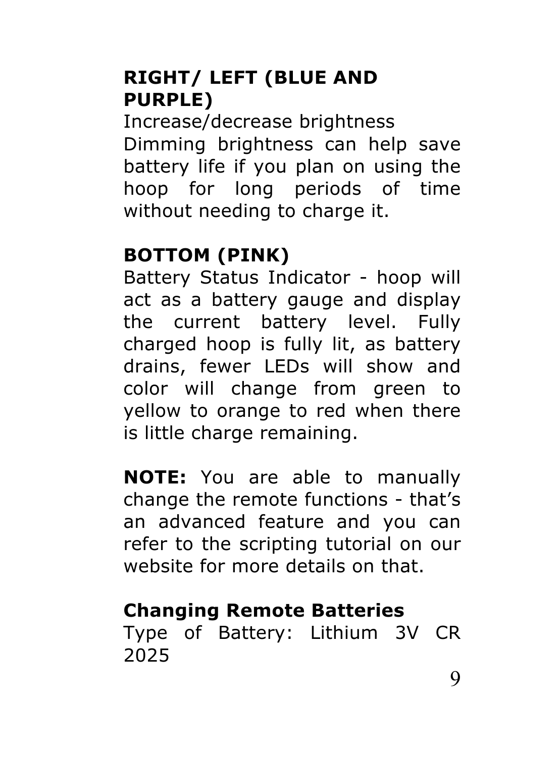**RIGHT/ LEFT (BLUE AND PURPLE)**

Increase/decrease brightness

Dimming brightness can help save battery life if you plan on using the hoop for long periods of time without needing to charge it.

**BOTTOM (PINK)**

Battery Status Indicator - hoop will act as a battery gauge and display the current battery level. Fully charged hoop is fully lit, as battery drains, fewer LEDs will show and color will change from green to yellow to orange to red when there is little charge remaining.

**NOTE:** You are able to manually change the remote functions - that's an advanced feature and you can refer to the scripting tutorial on our website for more details on that.

**Changing Remote Batteries**

Type of Battery: Lithium 3V CR 2025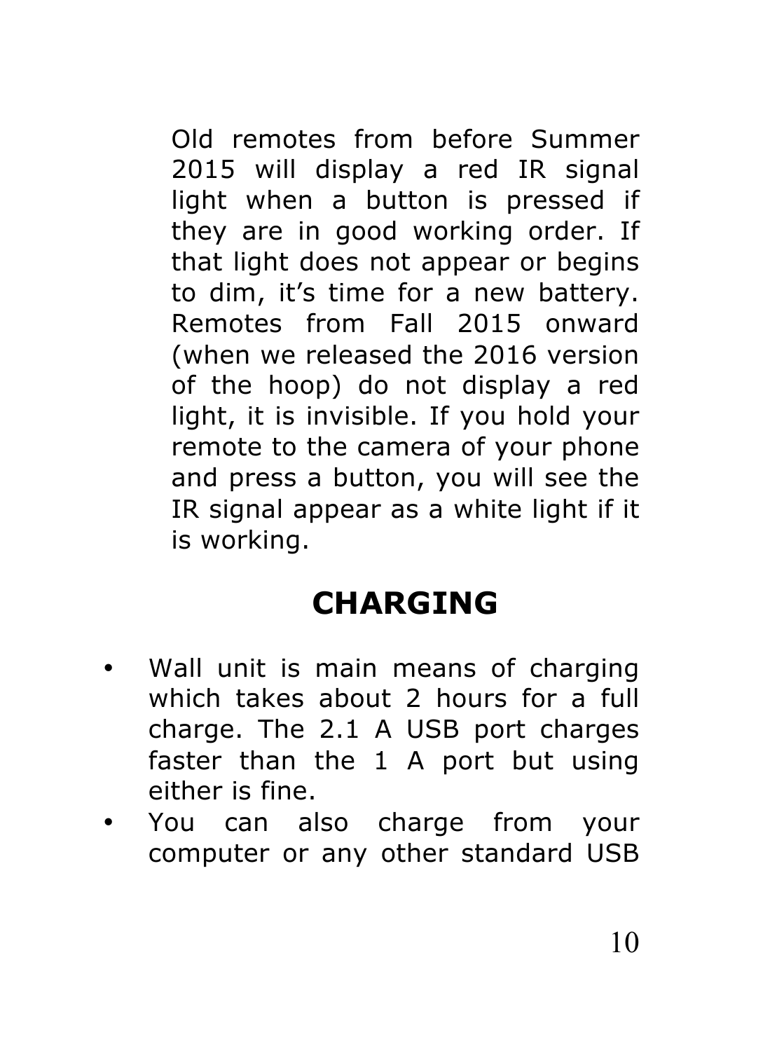Old remotes from before Summer 2015 will display a red IR signal light when a button is pressed if they are in good working order. If that light does not appear or begins to dim, it's time for a new battery. Remotes from Fall 2015 onward (when we released the 2016 version of the hoop) do not display a red light, it is invisible. If you hold your remote to the camera of your phone and press a button, you will see the IR signal appear as a white light if it is working.

## CHARGING

- Wall unit is main means of charging which takes about 2 hours for a full charge. The 2.1 A USB port charges faster than the 1 A port but using either is fine.
- You can also charge from your computer or any other standard USB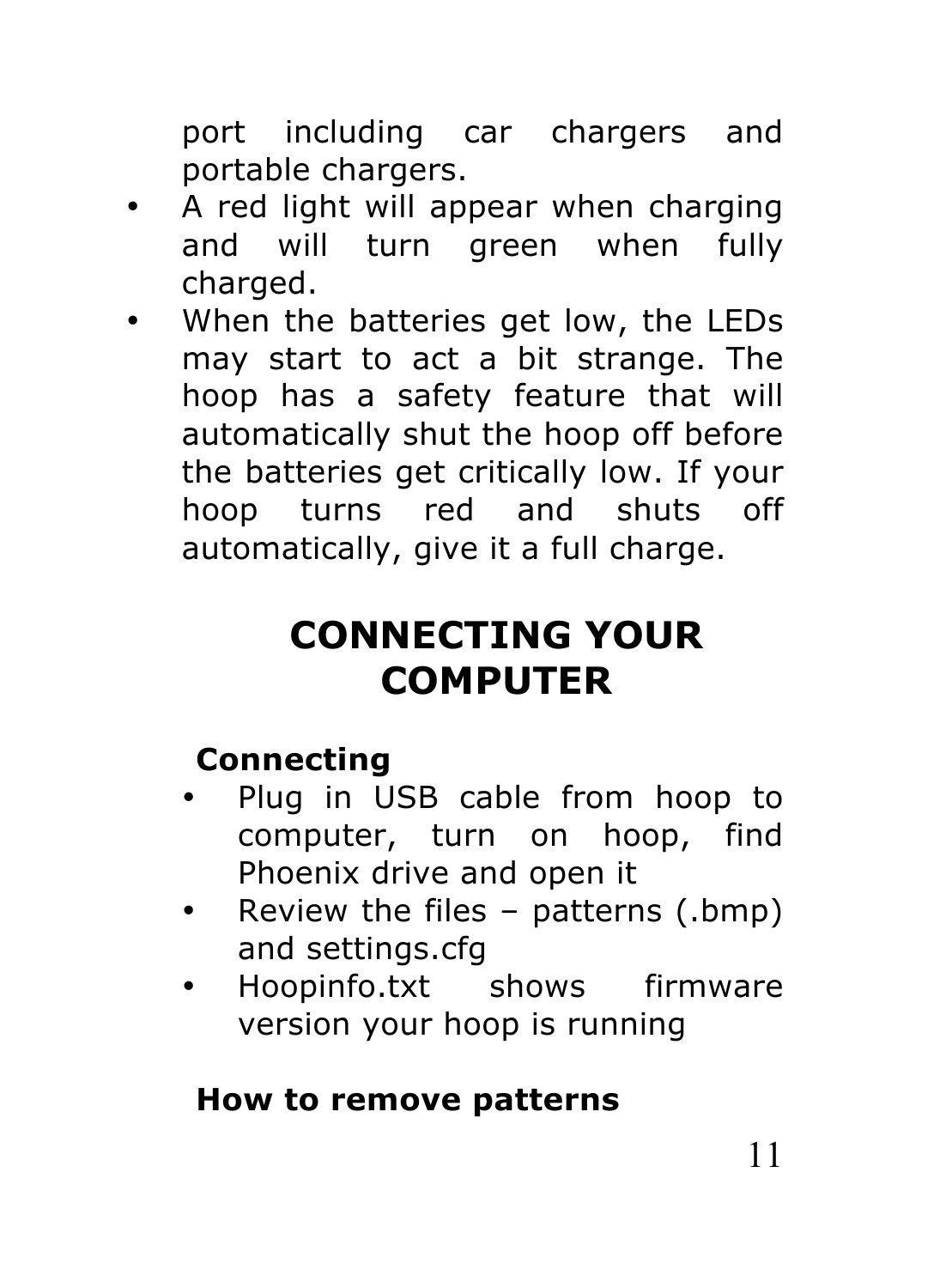port including car chargers and portable chargers.

- A red light will appear when charging and will turn green when fully charged.
- When the batteries get low, the LEDs may start to act a bit strange. The hoop has a safety feature that will automatically shut the hoop off before the batteries get critically low. If your hoop turns red and shuts off automatically, give it a full charge.

# CONNECTING YOUR COMPUTER

### Connecting

- Plug in USB cable from hoop to computer, turn on hoop, find Phoenix drive and open it
- Review the files – patterns (.bmp) and settings.cfg
- Hoopinfo.txt shows firmware version your hoop is running

### How to remove patterns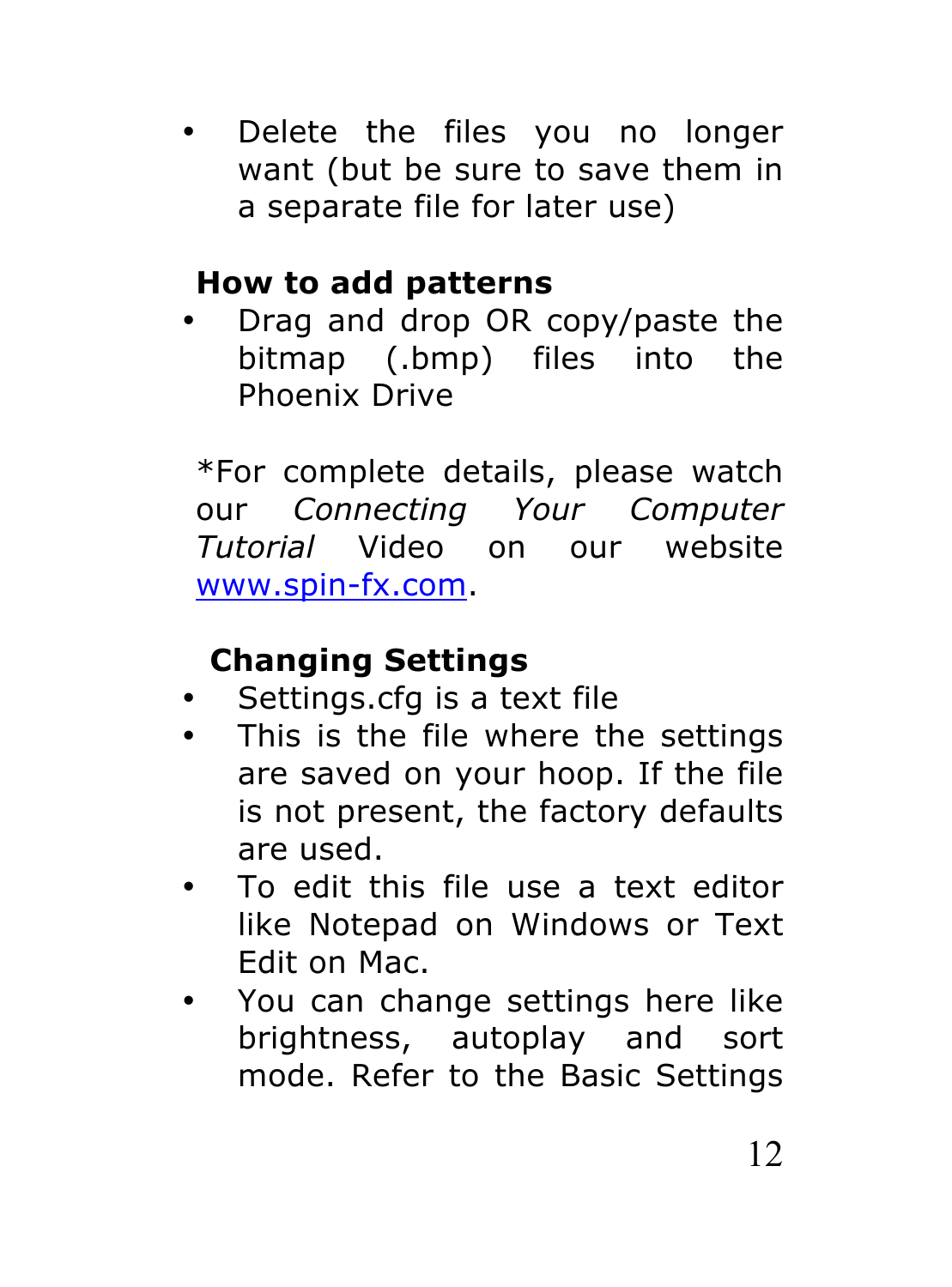- Delete the files you no longer want (but be sure to save them in a separate file for later use)

**How to add patterns**

- Drag and drop OR copy/paste the bitmap (.bmp) files into the Phoenix Drive

*For complete details, please watch our *Connecting Your Computer Tutorial* Video on our website [www.spin-fx.com](http://www.spin-fx.com).

**Changing Settings**

- Settings.cfg is a text file
- This is the file where the settings are saved on your hoop. If the file is not present, the factory defaults are used.
- To edit this file use a text editor like Notepad on Windows or Text Edit on Mac.
- You can change settings here like brightness, autoplay and sort mode. Refer to the Basic Settings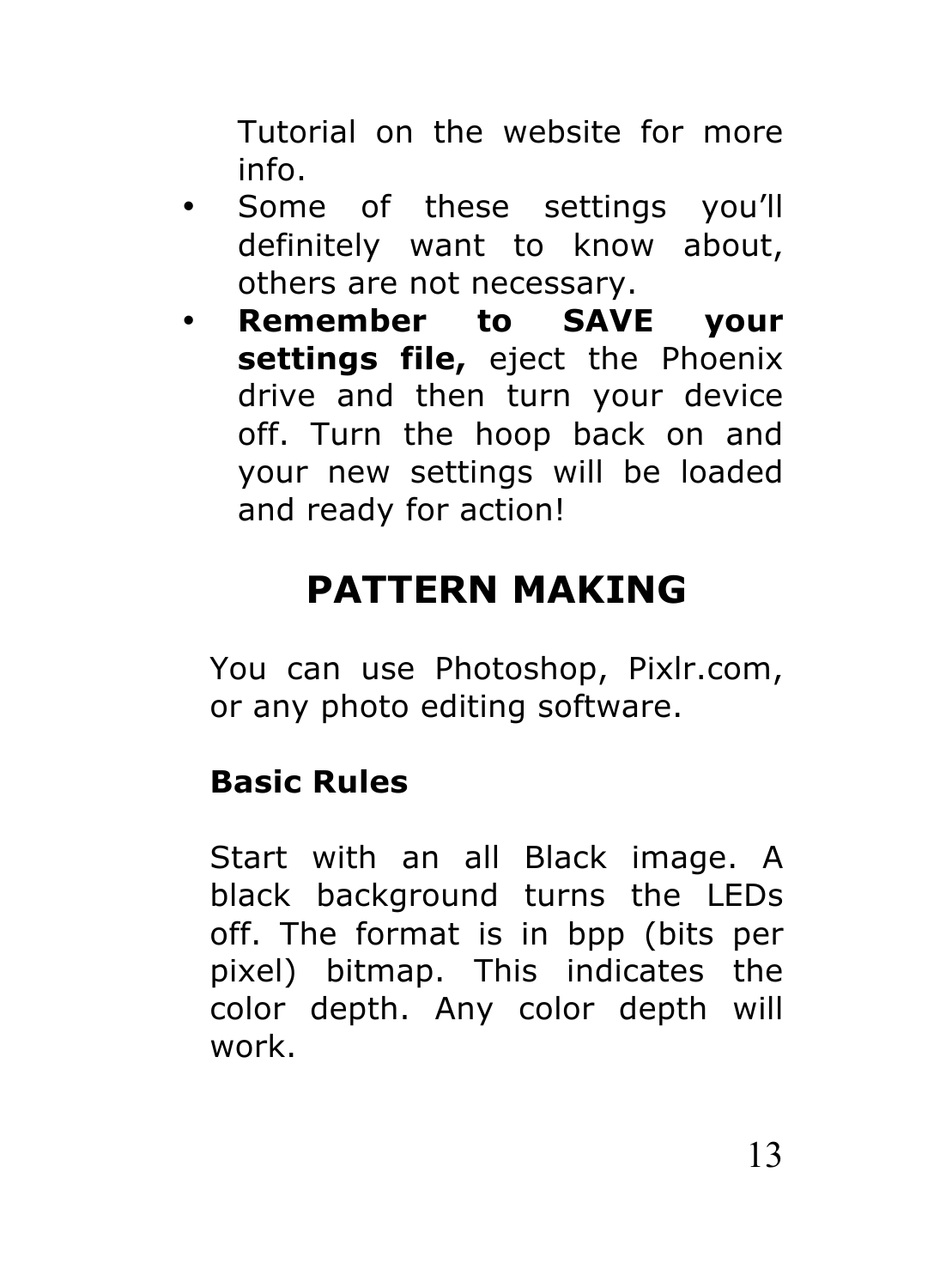Tutorial on the website for more info.

- Some of these settings you'll definitely want to know about, others are not necessary.
- **Remember to SAVE your settings file,** eject the Phoenix drive and then turn your device off. Turn the hoop back on and your new settings will be loaded and ready for action!

# PATTERN MAKING

You can use Photoshop, Pixlr.com, or any photo editing software.

**Basic Rules**

Start with an all Black image. A black background turns the LEDs off. The format is in bpp (bits per pixel) bitmap. This indicates the color depth. Any color depth will work.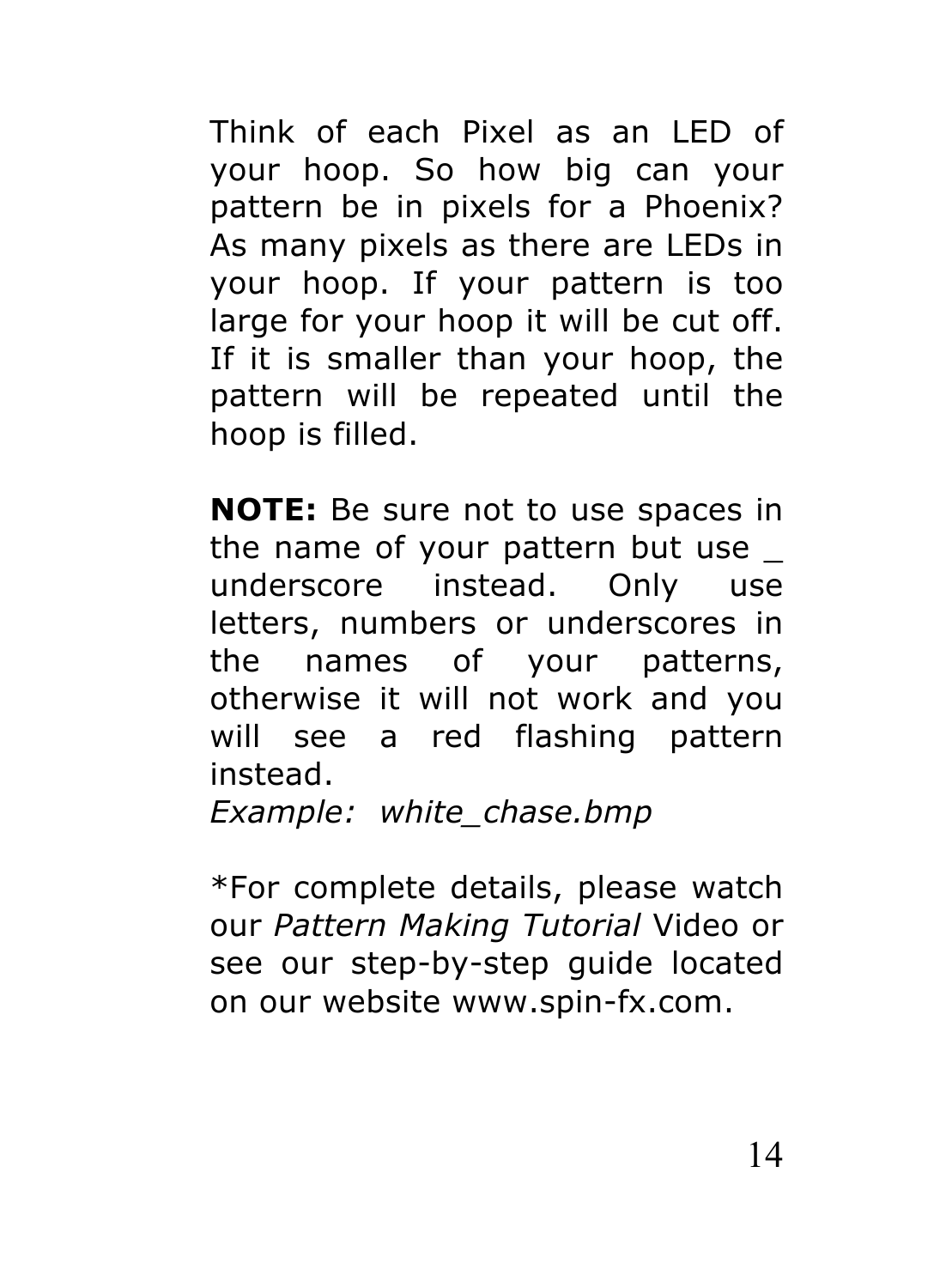Think of each Pixel as an LED of your hoop. So how big can your pattern be in pixels for a Phoenix? As many pixels as there are LEDs in your hoop. If your pattern is too large for your hoop it will be cut off. If it is smaller than your hoop, the pattern will be repeated until the hoop is filled.

**NOTE:** Be sure not to use spaces in the name of your pattern but use _ underscore instead. Only use letters, numbers or underscores in the names of your patterns, otherwise it will not work and you will see a red flashing pattern instead.
*Example: white_chase.bmp*

*For complete details, please watch our *Pattern Making Tutorial* Video or see our step-by-step guide located on our website www.spin-fx.com.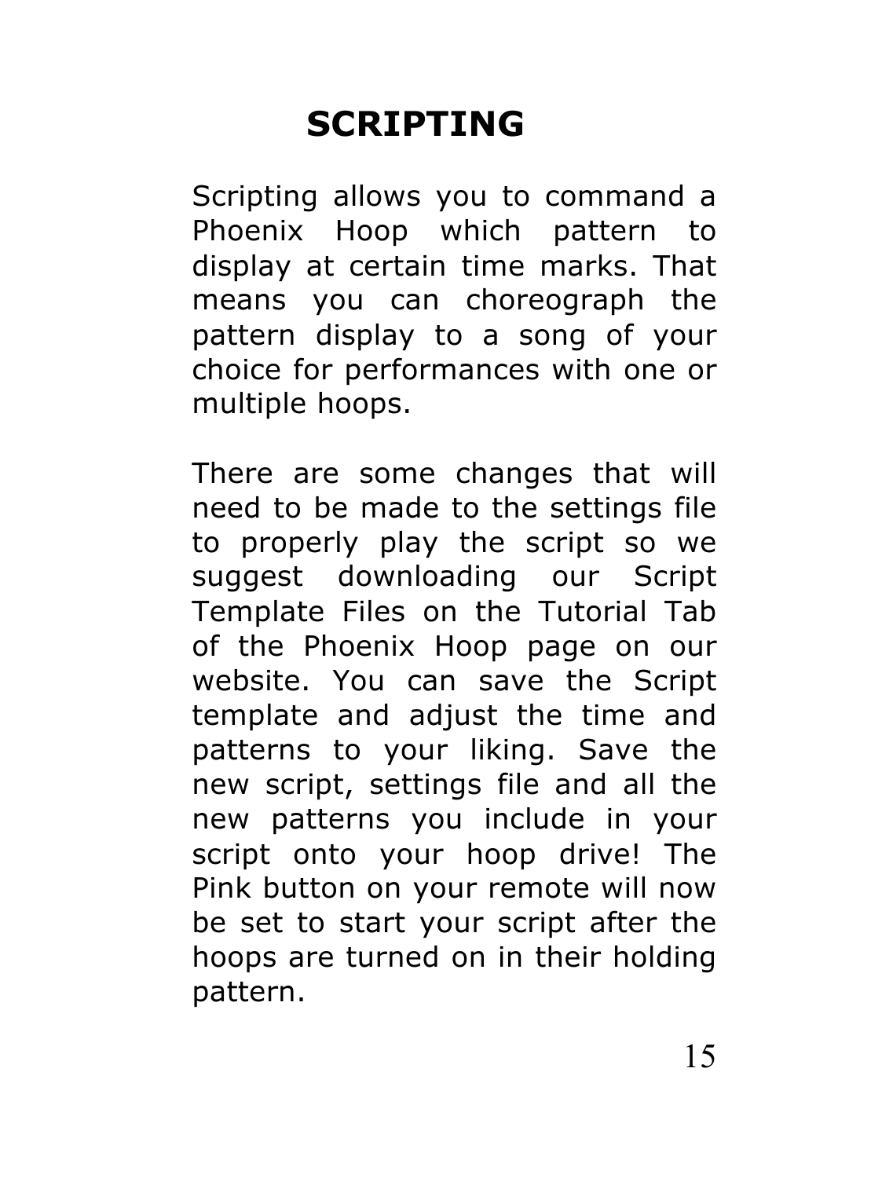# SCRIPTING

Scripting allows you to command a Phoenix Hoop which pattern to display at certain time marks. That means you can choreograph the pattern display to a song of your choice for performances with one or multiple hoops.

There are some changes that will need to be made to the settings file to properly play the script so we suggest downloading our Script Template Files on the Tutorial Tab of the Phoenix Hoop page on our website. You can save the Script template and adjust the time and patterns to your liking. Save the new script, settings file and all the new patterns you include in your script onto your hoop drive! The Pink button on your remote will now be set to start your script after the hoops are turned on in their holding pattern.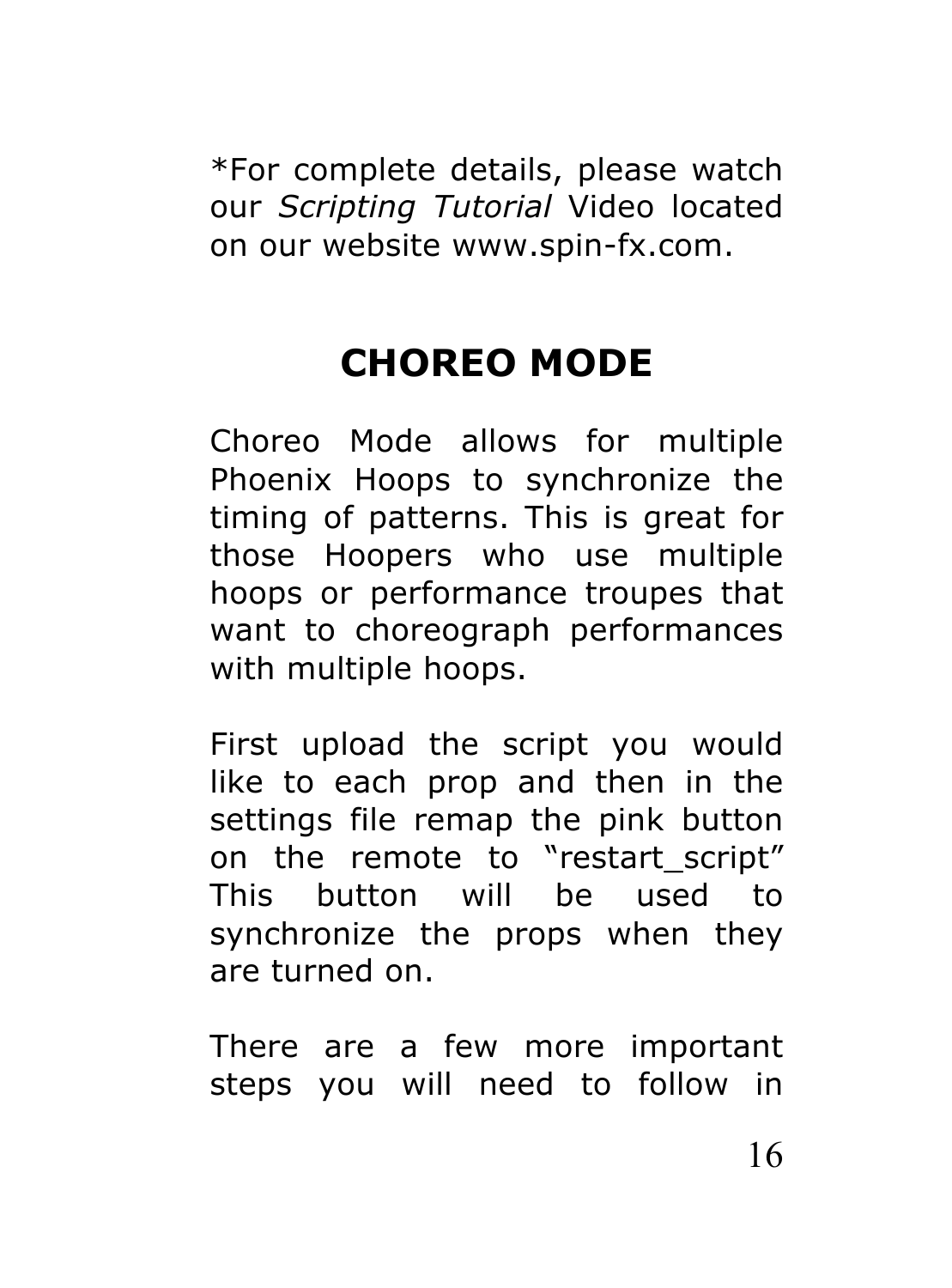*For complete details, please watch our *Scripting Tutorial* Video located on our website www.spin-fx.com.

## CHOREO MODE

Choreo Mode allows for multiple Phoenix Hoops to synchronize the timing of patterns. This is great for those Hoopers who use multiple hoops or performance troupes that want to choreograph performances with multiple hoops.

First upload the script you would like to each prop and then in the settings file remap the pink button on the remote to "restart_script" This button will be used to synchronize the props when they are turned on.

There are a few more important steps you will need to follow in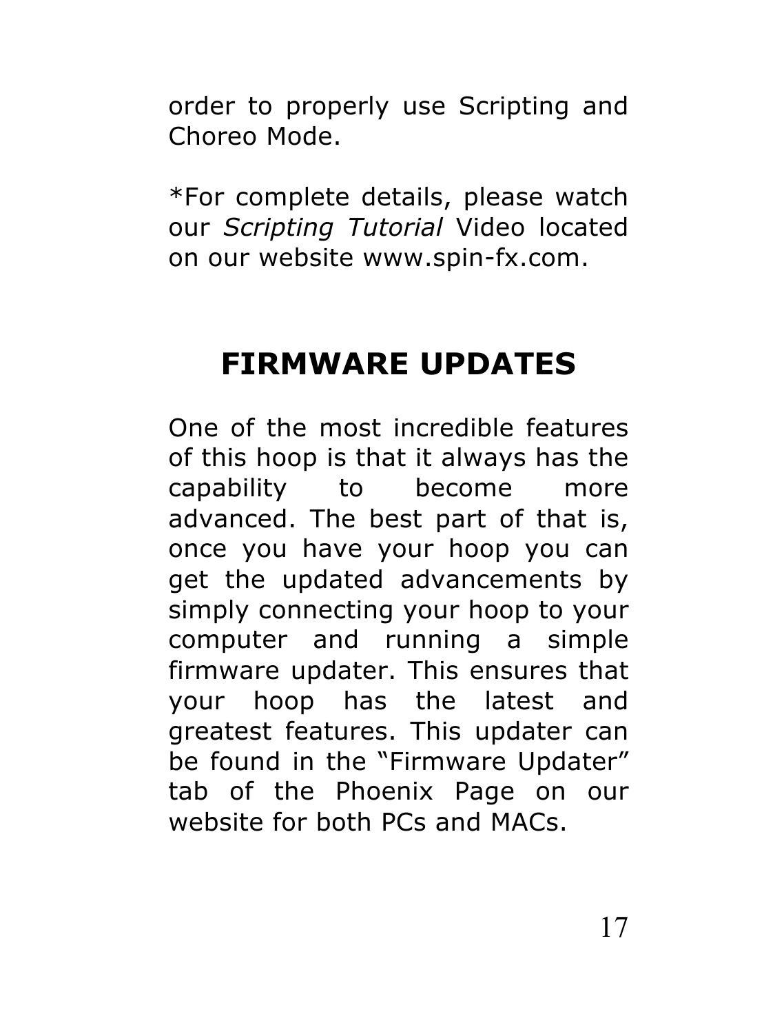order to properly use Scripting and Choreo Mode.

*For complete details, please watch our *Scripting Tutorial* Video located on our website www.spin-fx.com.

# FIRMWARE UPDATES

One of the most incredible features of this hoop is that it always has the capability to become more advanced. The best part of that is, once you have your hoop you can get the updated advancements by simply connecting your hoop to your computer and running a simple firmware updater. This ensures that your hoop has the latest and greatest features. This updater can be found in the “Firmware Updater” tab of the Phoenix Page on our website for both PCs and MACs.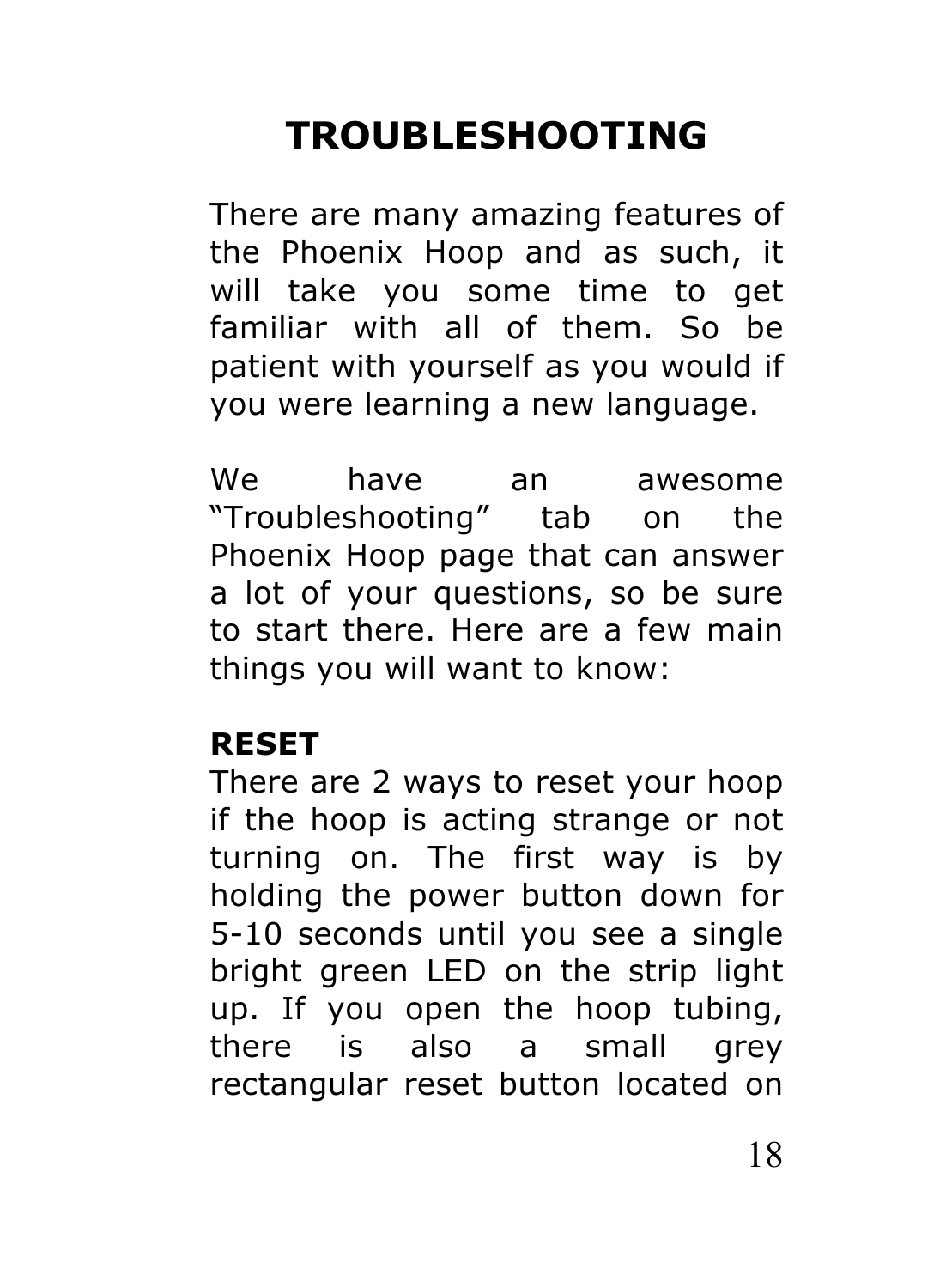# TROUBLESHOOTING

There are many amazing features of the Phoenix Hoop and as such, it will take you some time to get familiar with all of them. So be patient with yourself as you would if you were learning a new language.

We have an awesome "Troubleshooting" tab on the Phoenix Hoop page that can answer a lot of your questions, so be sure to start there. Here are a few main things you will want to know:

**RESET**
There are 2 ways to reset your hoop if the hoop is acting strange or not turning on. The first way is by holding the power button down for 5-10 seconds until you see a single bright green LED on the strip light up. If you open the hoop tubing, there is also a small grey rectangular reset button located on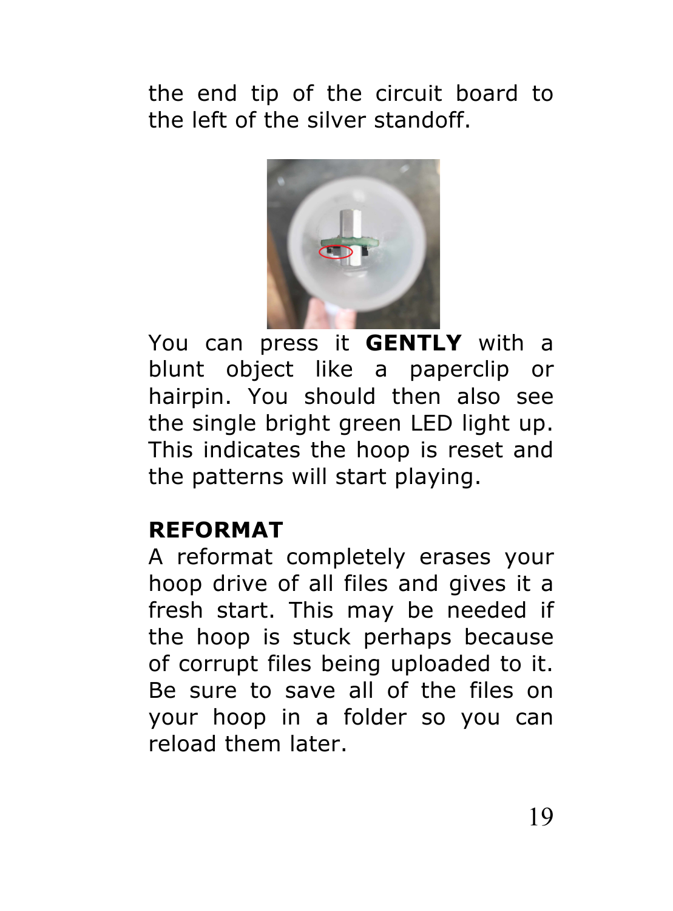the end tip of the circuit board to the left of the silver standoff.

You can press it **GENTLY** with a blunt object like a paperclip or hairpin. You should then also see the single bright green LED light up. This indicates the hoop is reset and the patterns will start playing.

**REFORMAT**

A reformat completely erases your hoop drive of all files and gives it a fresh start. This may be needed if the hoop is stuck perhaps because of corrupt files being uploaded to it. Be sure to save all of the files on your hoop in a folder so you can reload them later.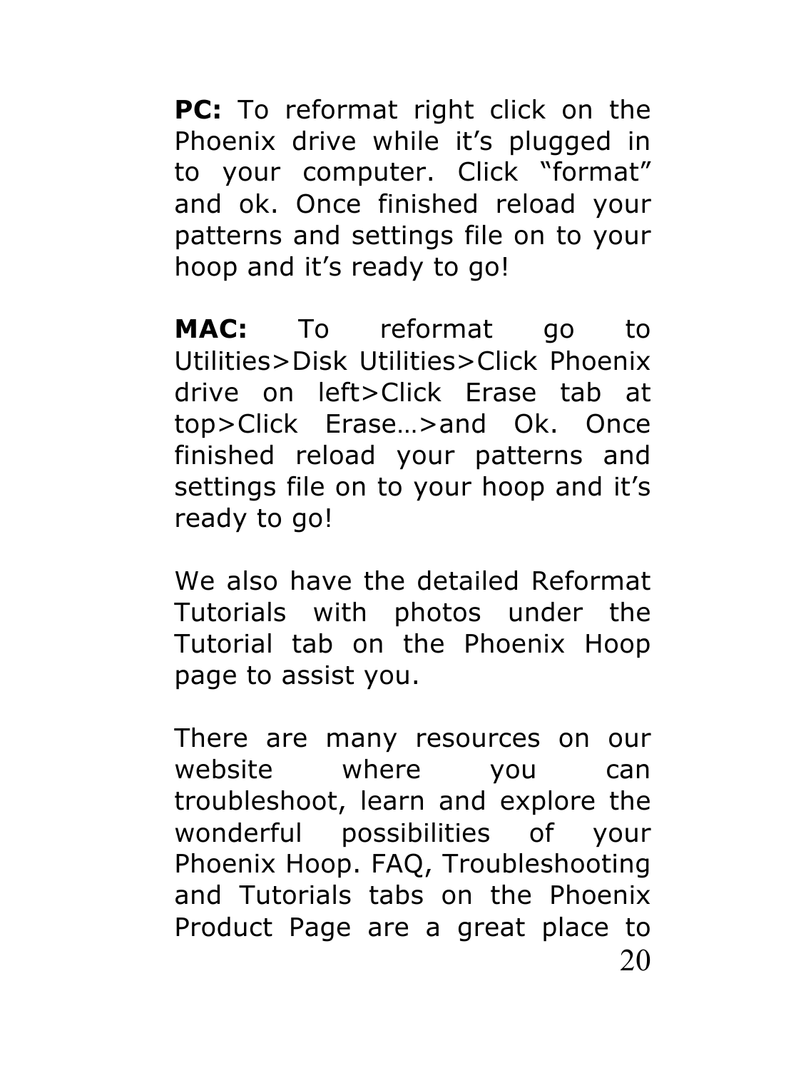**PC:** To reformat right click on the Phoenix drive while it's plugged in to your computer. Click "format" and ok. Once finished reload your patterns and settings file on to your hoop and it's ready to go!

**MAC:** To reformat go to Utilities>Disk Utilities>Click Phoenix drive on left>Click Erase tab at top>Click Erase…>and Ok. Once finished reload your patterns and settings file on to your hoop and it's ready to go!

We also have the detailed Reformat Tutorials with photos under the Tutorial tab on the Phoenix Hoop page to assist you.

There are many resources on our website where you can troubleshoot, learn and explore the wonderful possibilities of your Phoenix Hoop. FAQ, Troubleshooting and Tutorials tabs on the Phoenix Product Page are a great place to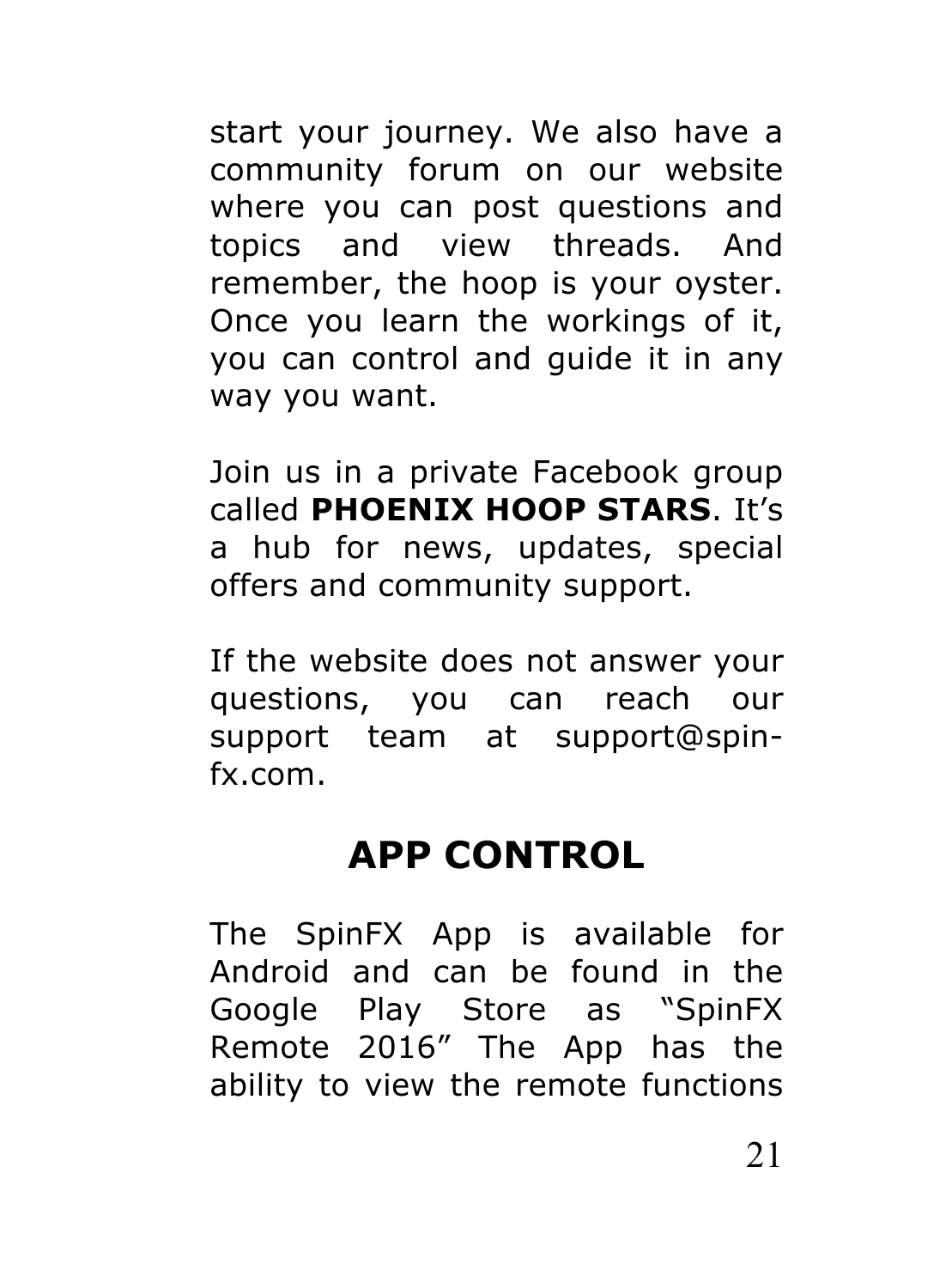start your journey. We also have a community forum on our website where you can post questions and topics and view threads. And remember, the hoop is your oyster. Once you learn the workings of it, you can control and guide it in any way you want.

Join us in a private Facebook group called **PHOENIX HOOP STARS**. It's a hub for news, updates, special offers and community support.

If the website does not answer your questions, you can reach our support team at support@spin-fx.com.

## APP CONTROL

The SpinFX App is available for Android and can be found in the Google Play Store as "SpinFX Remote 2016" The App has the ability to view the remote functions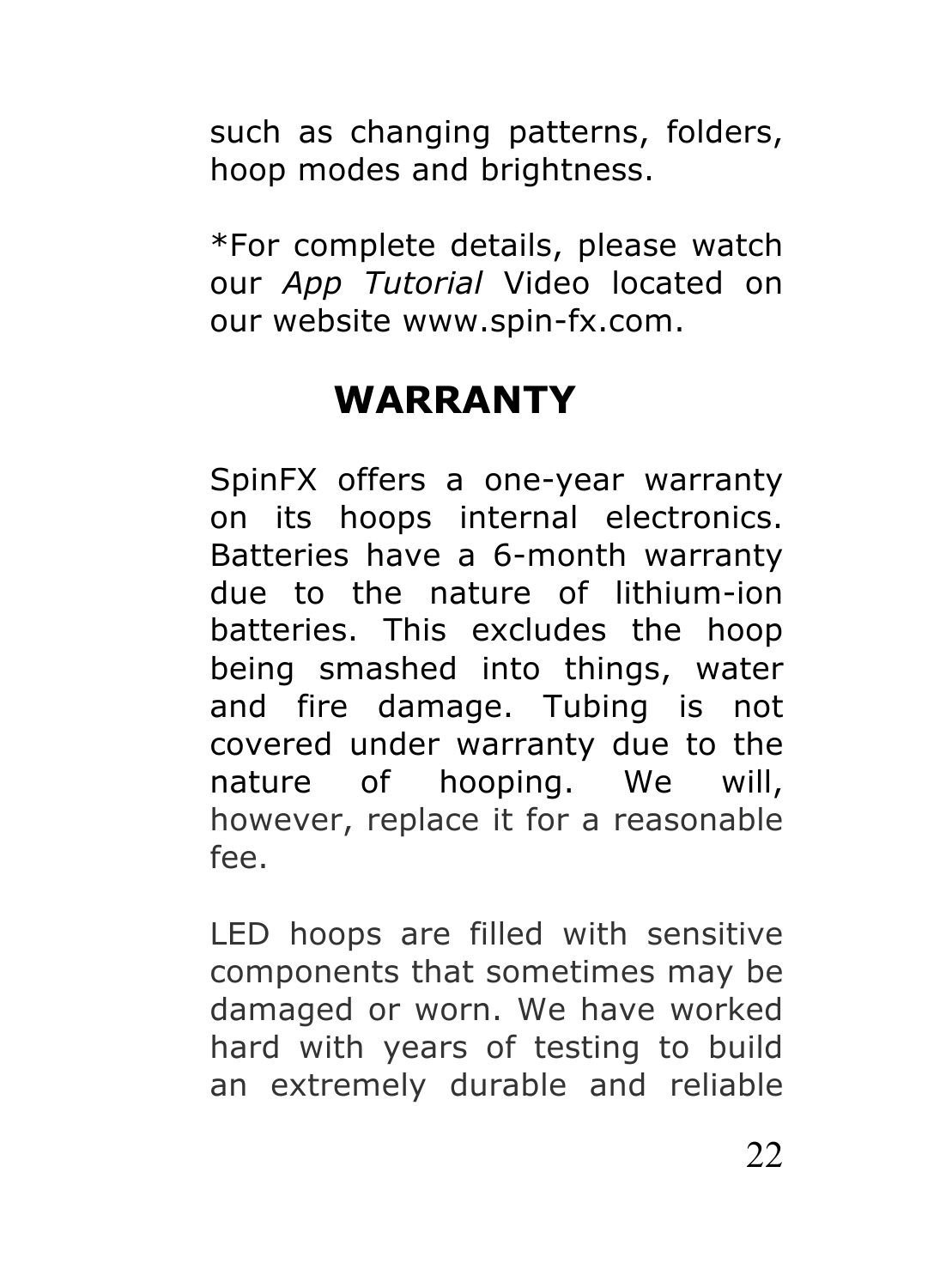such as changing patterns, folders, hoop modes and brightness.

*For complete details, please watch our *App Tutorial* Video located on our website www.spin-fx.com.

## WARRANTY

SpinFX offers a one-year warranty on its hoops internal electronics. Batteries have a 6-month warranty due to the nature of lithium-ion batteries. This excludes the hoop being smashed into things, water and fire damage. Tubing is not covered under warranty due to the nature of hooping. We will, however, replace it for a reasonable fee.

LED hoops are filled with sensitive components that sometimes may be damaged or worn. We have worked hard with years of testing to build an extremely durable and reliable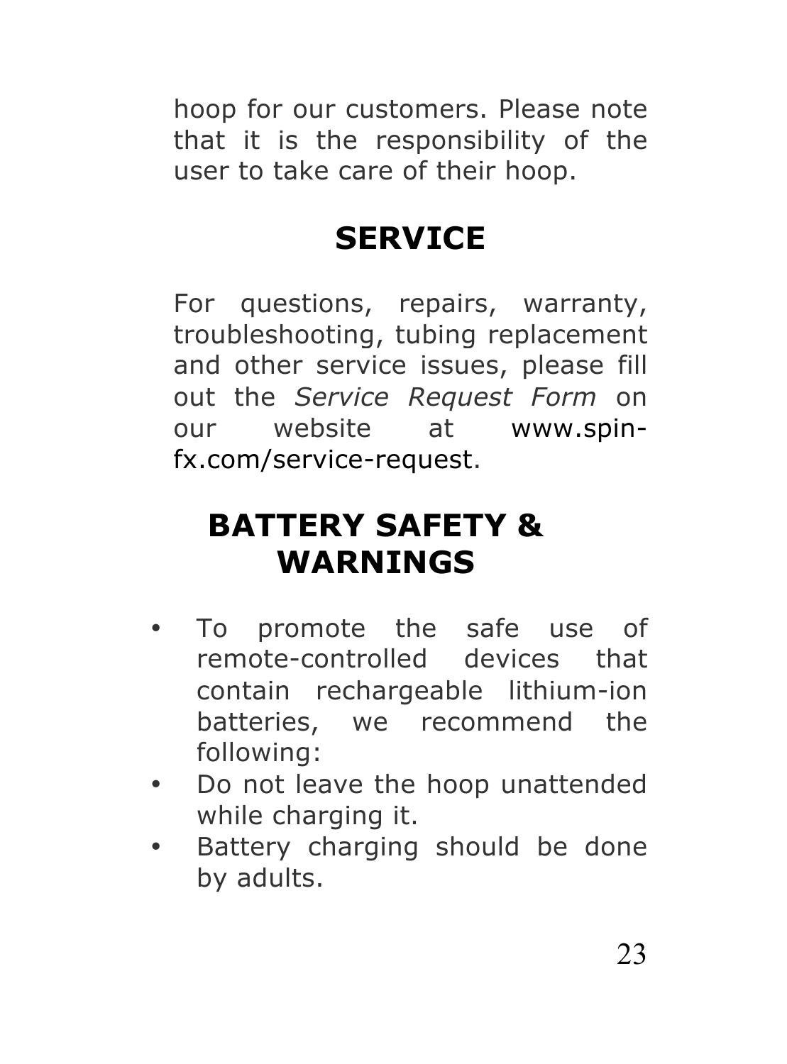hoop for our customers. Please note that it is the responsibility of the user to take care of their hoop.

## SERVICE

For questions, repairs, warranty, troubleshooting, tubing replacement and other service issues, please fill out the *Service Request Form* on our website at www.spin-fx.com/service-request.

## BATTERY SAFETY & WARNINGS

- To promote the safe use of remote-controlled devices that contain rechargeable lithium-ion batteries, we recommend the following:
- Do not leave the hoop unattended while charging it.
- Battery charging should be done by adults.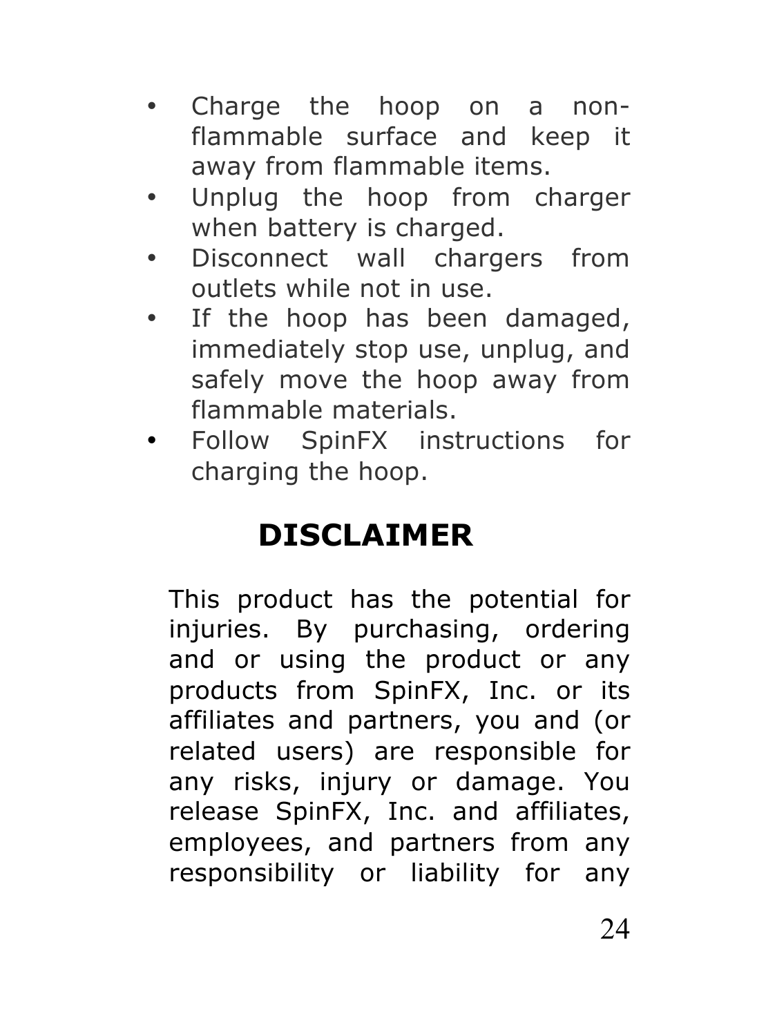- Charge the hoop on a non-flammable surface and keep it away from flammable items.
- Unplug the hoop from charger when battery is charged.
- Disconnect wall chargers from outlets while not in use.
- If the hoop has been damaged, immediately stop use, unplug, and safely move the hoop away from flammable materials.
- Follow SpinFX instructions for charging the hoop.

# DISCLAIMER

This product has the potential for injuries. By purchasing, ordering and or using the product or any products from SpinFX, Inc. or its affiliates and partners, you and (or related users) are responsible for any risks, injury or damage. You release SpinFX, Inc. and affiliates, employees, and partners from any responsibility or liability for any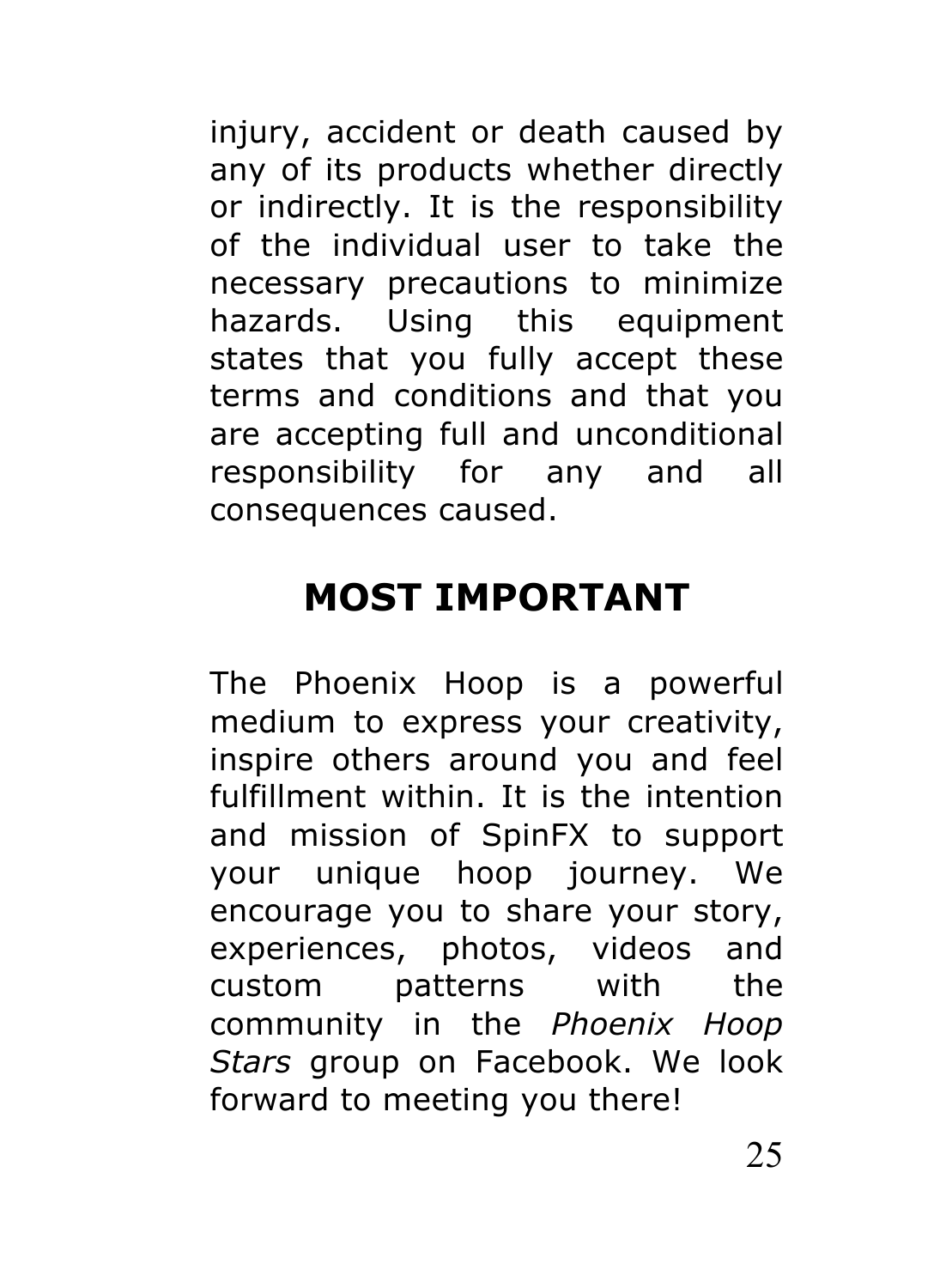injury, accident or death caused by any of its products whether directly or indirectly. It is the responsibility of the individual user to take the necessary precautions to minimize hazards. Using this equipment states that you fully accept these terms and conditions and that you are accepting full and unconditional responsibility for any and all consequences caused.

## MOST IMPORTANT

The Phoenix Hoop is a powerful medium to express your creativity, inspire others around you and feel fulfillment within. It is the intention and mission of SpinFX to support your unique hoop journey. We encourage you to share your story, experiences, photos, videos and custom patterns with the community in the *Phoenix Hoop Stars* group on Facebook. We look forward to meeting you there!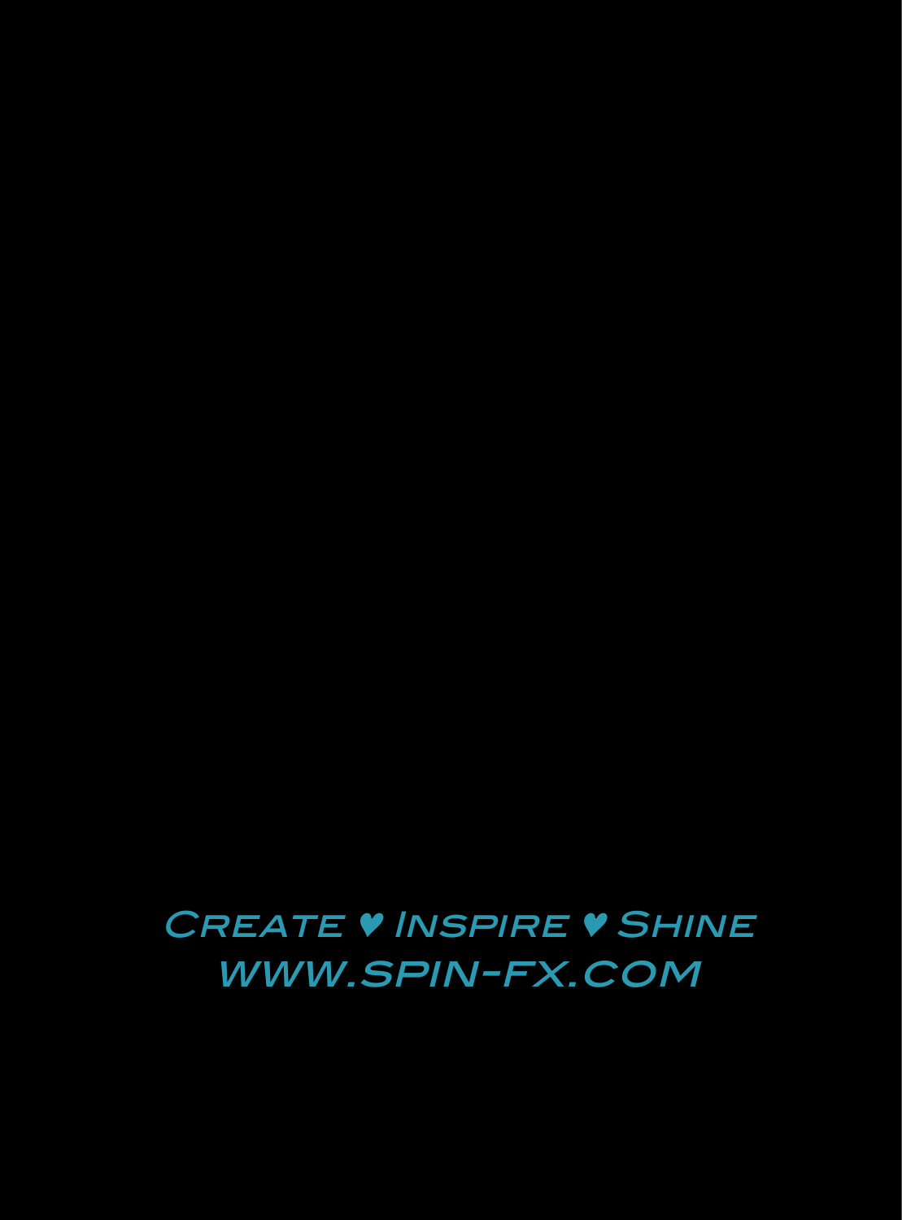Create ♥ Inspire ♥ Shine

www.spin-fx.com